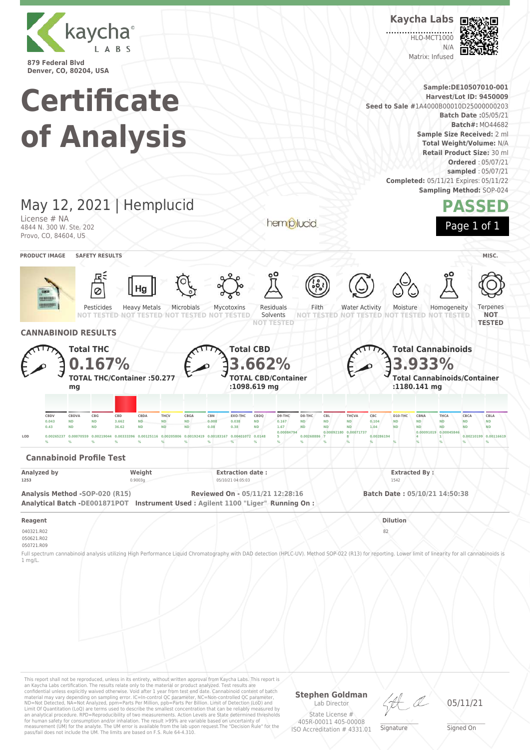kaycha LABS

879 Federal Blvd
Denver, CO, 80204, USA

**Kaycha Labs**

HLO-MCT1000
N/A
Matrix: Infused

# Certificate of Analysis

**Sample:**DE10507010-001
**Harvest/Lot ID:** 9450009
**Seed to Sale #**1A4000B00010D25000000203
**Batch Date :**05/05/21
**Batch#:** MO44682
**Sample Size Received:** 2 ml
**Total Weight/Volume:** N/A
**Retail Product Size:** 30 ml
**Ordered** : 05/07/21
**sampled** : 05/07/21
**Completed:** 05/11/21 Expires: 05/11/22
**Sampling Method:** SOP-024

## May 12, 2021 | Hemplucid

License # NA
4844 N. 300 W. Ste. 202
Provo, CO, 84604, US

hemplucid

**PASSED**

**PRODUCT IMAGE** | **SAFETY RESULTS** | **MISC.**

| Pesticides | Heavy Metals | Microbials | Mycotoxins | Residuals Solvents | Filth | Water Activity | Moisture | Homogeneity | Terpenes |
|---|---|---|---|---|---|---|---|---|---|
| NOT TESTED | NOT TESTED | NOT TESTED | NOT TESTED | NOT TESTED | NOT TESTED | NOT TESTED | NOT TESTED | NOT TESTED | NOT TESTED |

## CANNABINOID RESULTS

**Total THC**
**0.167%**
**TOTAL THC/Container :50.277 mg**

**Total CBD**
**3.662%**
**TOTAL CBD/Container :1098.619 mg**

**Total Cannabinoids**
**3.933%**
**Total Cannabinoids/Container :1180.141 mg**

| | CBDV | CBDVA | CBG | CBD | CBDA | THCV | CBGA | CBN | EXO-THC | CBDQ | D9-THC | D8-THC | CBL | THCVA | CBC | D10-THC | CBNA | THCA | CBCA | CBLA |
|---|---|---|---|---|---|---|---|---|---|---|---|---|---|---|---|---|---|---|---|---|
| % | 0.043 | ND | ND | 3.662 | ND | ND | ND | 0.008 | 0.038 | ND | 0.167 | ND | ND | ND | 0.104 | ND | ND | ND | ND | ND |
| mg/g | 0.43 | ND | ND | 36.62 | ND | ND | ND | 0.08 | 0.38 | ND | 1.67 | ND | ND | ND | 1.04 | ND | ND | ND | ND | ND |
| LOD | 0.00265237 % | 0.00070559 % | 0.00219044 % | 0.00333396 % | 0.00125116 % | 0.00205806 % | 0.00192419 % | 0.00183167 % | 0.00401072 % | 0.0148 % | 0.000847945 % | 0.00268886 % | 0.000921807 % | 0.000717378 % | 0.00286194 % | % | 0.000910194 % | 0.000458461 % | 0.00210199 % | 0.00116619 % |

### Cannabinoid Profile Test

| Analyzed by | Weight | Extraction date : | Extracted By : |
|---|---|---|---|
| 1253 | 0.9003g | 05/10/21 04:05:03 | 1542 |

**Analysis Method -SOP-020 (R15)** **Reviewed On - 05/11/21 12:28:16** **Batch Date : 05/10/21 14:50:38**
**Analytical Batch -DE001871POT** **Instrument Used : Agilent 1100 "Liger"** **Running On :**

| Reagent | Dilution |
|---|---|
| 040321.R02<br>050621.R02<br>050721.R09 | 82 |

Full spectrum cannabinoid analysis utilizing High Performance Liquid Chromatography with DAD detection (HPLC-UV). Method SOP-022 (R13) for reporting. Lower limit of linearity for all cannabinoids is 1 mg/L.

This report shall not be reproduced, unless in its entirety, without written approval from Kaycha Labs. This report is an Kaycha Labs certification. The results relate only to the material or product analyzed. Test results are confidential unless explicitly waived otherwise. Void after 1 year from test end date. Cannabinoid content of batch material may vary depending on sampling error. IC=In-control QC parameter, NC=Non-controlled QC parameter, ND=Not Detected, NA=Not Analyzed, ppm=Parts Per Million, ppb=Parts Per Billion. Limit of Detection (LoD) and Limit Of Quantitation (LoQ) are terms used to describe the smallest concentration that can be reliably measured by an analytical procedure. RPD=Reproducibility of two measurements. Action Levels are State determined thresholds for human safety for consumption and/or inhalation. The result >99% are variable based on uncertainty of measurement (UM) for the analyte. The UM error is available from the lab upon request.The "Decision Rule" for the pass/fail does not include the UM. The limits are based on F.S. Rule 64-4.310.

**Stephen Goldman**
Lab Director
State License #
405R-00011 405-00008
ISO Accreditation # 4331.01

Signature

05/11/21
Signed On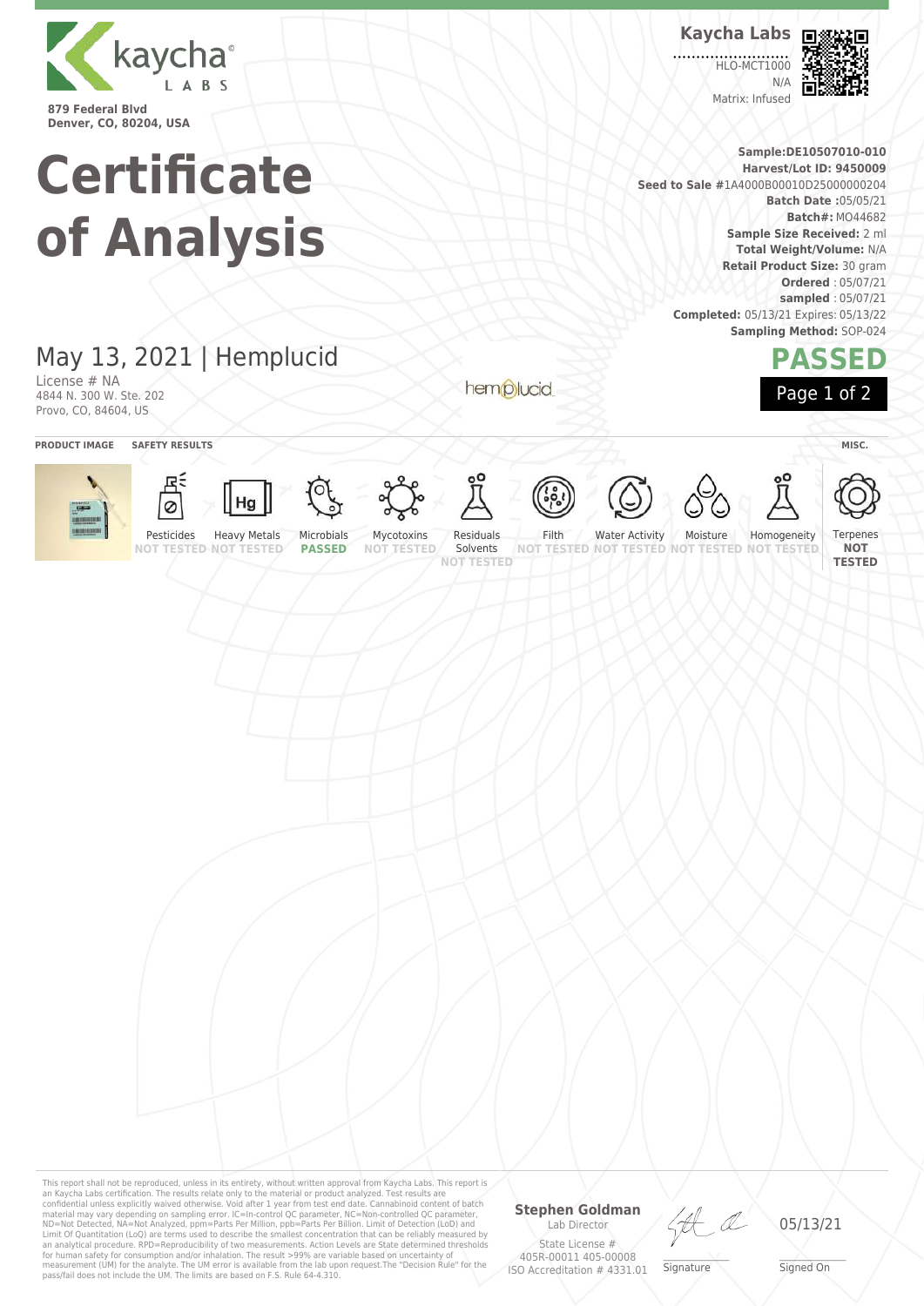kaycha LABS

**879 Federal Blvd**
**Denver, CO, 80204, USA**

# Certificate of Analysis

**Kaycha Labs**

HLO-MCT1000
N/A
Matrix: Infused

**Sample:DE10507010-010**
**Harvest/Lot ID: 9450009**
**Seed to Sale #**1A4000B00010D25000000204
**Batch Date :**05/05/21
**Batch#:** MO44682
**Sample Size Received:** 2 ml
**Total Weight/Volume:** N/A
**Retail Product Size:** 30 gram
**Ordered** : 05/07/21
**sampled** : 05/07/21
**Completed:** 05/13/21 Expires: 05/13/22
**Sampling Method:** SOP-024

## May 13, 2021 | Hemplucid

License # NA
4844 N. 300 W. Ste. 202
Provo, CO, 84604, US

hemplucid

**PASSED**

**PRODUCT IMAGE** | **SAFETY RESULTS** | **MISC.**

| Pesticides | Heavy Metals | Microbials | Mycotoxins | Residuals Solvents | Filth | Water Activity | Moisture | Homogeneity | Terpenes |
|---|---|---|---|---|---|---|---|---|---|
| NOT TESTED | NOT TESTED | **PASSED** | NOT TESTED | NOT TESTED | NOT TESTED | NOT TESTED | NOT TESTED | NOT TESTED | **NOT TESTED** |

This report shall not be reproduced, unless in its entirety, without written approval from Kaycha Labs. This report is an Kaycha Labs certification. The results relate only to the material or product analyzed. Test results are confidential unless explicitly waived otherwise. Void after 1 year from test end date. Cannabinoid content of batch material may vary depending on sampling error. IC=In-control QC parameter, NC=Non-controlled QC parameter, ND=Not Detected, NA=Not Analyzed, ppm=Parts Per Million, ppb=Parts Per Billion. Limit of Detection (LoD) and Limit Of Quantitation (LoQ) are terms used to describe the smallest concentration that can be reliably measured by an analytical procedure. RPD=Reproducibility of two measurements. Action Levels are State determined thresholds for human safety for consumption and/or inhalation. The result >99% are variable based on uncertainty of measurement (UM) for the analyte. The UM error is available from the lab upon request.The "Decision Rule" for the pass/fail does not include the UM. The limits are based on F.S. Rule 64-4.310.

**Stephen Goldman**
Lab Director
State License #
405R-00011 405-00008
ISO Accreditation # 4331.01

Signature

05/13/21
Signed On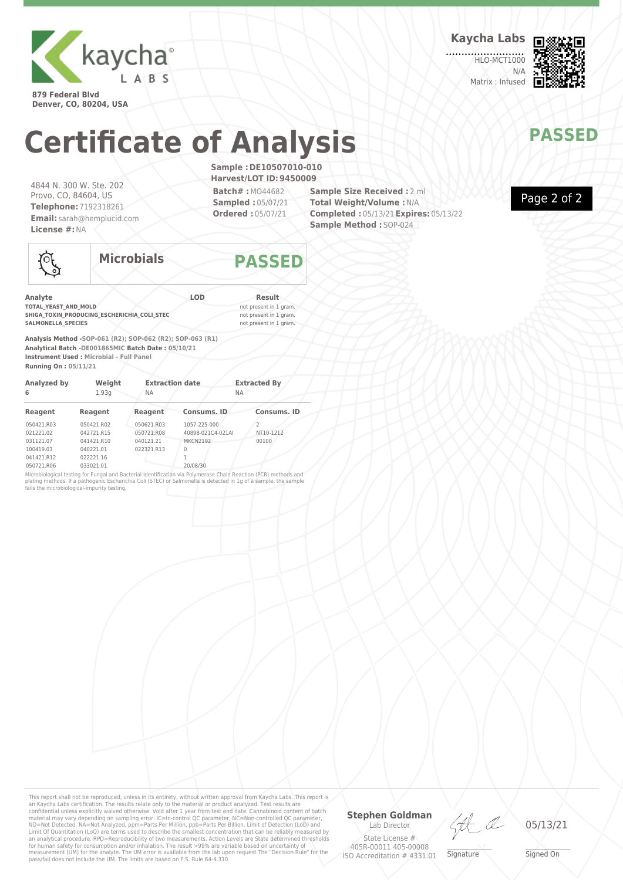kaycha LABS

879 Federal Blvd
Denver, CO, 80204, USA

Kaycha Labs

HLO-MCT1000
N/A
Matrix : Infused

# Certificate of Analysis

**PASSED**

4844 N. 300 W. Ste. 202
Provo, CO, 84604, US
**Telephone:** 7192318261
**Email:** sarah@hemplucid.com
**License #:** NA

**Sample : DE10507010-010**
**Harvest/LOT ID: 9450009**
**Batch# :** MO44682
**Sampled :** 05/07/21
**Ordered :** 05/07/21

**Sample Size Received :** 2 ml
**Total Weight/Volume :** N/A
**Completed :** 05/13/21 **Expires:** 05/13/22
**Sample Method :** SOP-024

## Microbials — PASSED

| Analyte | LOD | Result |
|---|---|---|
| TOTAL_YEAST_AND_MOLD | | not present in 1 gram. |
| SHIGA_TOXIN_PRODUCING_ESCHERICHIA_COLI_STEC | | not present in 1 gram. |
| SALMONELLA_SPECIES | | not present in 1 gram. |

**Analysis Method -SOP-061 (R2); SOP-062 (R2); SOP-063 (R1)**
**Analytical Batch -DE001865MIC Batch Date : 05/10/21**
**Instrument Used : Microbial - Full Panel**
**Running On : 05/11/21**

| Analyzed by | Weight | Extraction date | Extracted By |
|---|---|---|---|
| 6 | 1.93g | NA | NA |

| Reagent | Reagent | Reagent | Consums. ID | Consums. ID |
|---|---|---|---|---|
| 050421.R03 | 050421.R02 | 050621.R03 | 1057-225-000 | 2 |
| 021221.02 | 042721.R15 | 050721.R08 | 40898-021C4-021AI | NT10-1212 |
| 031121.07 | 041421.R10 | 040121.21 | MKCN2192 | 00100 |
| 100419.03 | 040221.01 | 022321.R13 | 0 | |
| 041421.R12 | 022221.16 | | 1 | |
| 050721.R06 | 033021.01 | | 20/08/30 | |

Microbiological testing for Fungal and Bacterial Identification via Polymerase Chain Reaction (PCR) methods and plating methods. If a pathogenic Escherichia Coli (STEC) or Salmonella is detected in 1g of a sample, the sample fails the microbiological-impurity testing.

This report shall not be reproduced, unless in its entirety, without written approval from Kaycha Labs. This report is an Kaycha Labs certification. The results relate only to the material or product analyzed. Test results are confidential unless explicitly waived otherwise. Void after 1 year from test end date. Cannabinoid content of batch material may vary depending on sampling error. IC=In-control QC parameter, NC=Non-controlled QC parameter, ND=Not Detected, NA=Not Analyzed, ppm=Parts Per Million, ppb=Parts Per Billion. Limit of Detection (LoD) and Limit Of Quantitation (LoQ) are terms used to describe the smallest concentration that can be reliably measured by an analytical procedure. RPD=Reproducibility of two measurements. Action Levels are State determined thresholds for human safety for consumption and/or inhalation. The result >99% are variable based on uncertainty of measurement (UM) for the analyte. The UM error is available from the lab upon request.The "Decision Rule" for the pass/fail does not include the UM. The limits are based on F.S. Rule 64-4.310.

**Stephen Goldman**
Lab Director
State License #
405R-00011 405-00008
ISO Accreditation # 4331.01

Signature

05/13/21
Signed On